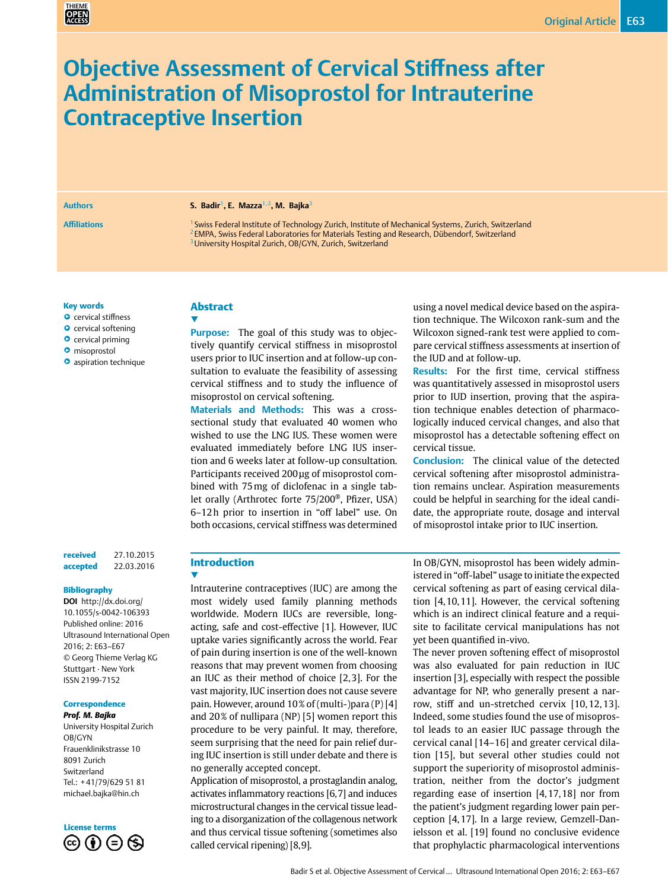# Objective Assessment of Cervical Stiffness after Administration of Misoprostol for Intrauterine Contraceptive Insertion

**Authors**

S. Badir[1], E. Mazza[1,2], M. Bajka[3]

**Affiliations**

[1] Swiss Federal Institute of Technology Zurich, Institute of Mechanical Systems, Zurich, Switzerland
[2] EMPA, Swiss Federal Laboratories for Materials Testing and Research, Dübendorf, Switzerland
[3] University Hospital Zurich, OB/GYN, Zurich, Switzerland

**Key words**

- cervical stiffness
- cervical softening
- cervical priming
- misoprostol
- aspiration technique

received 27.10.2015
accepted 22.03.2016

**Bibliography**

DOI http://dx.doi.org/10.1055/s-0042-106393
Published online: 2016
Ultrasound International Open 2016; 2: E63–E67
© Georg Thieme Verlag KG Stuttgart · New York
ISSN 2199-7152

**Correspondence**

***Prof. M. Bajka***
University Hospital Zurich
OB/GYN
Frauenklinikstrasse 10
8091 Zurich
Switzerland
Tel.: +41/79/629 51 81
michael.bajka@hin.ch

**License terms**

## Abstract

**Purpose:** The goal of this study was to objectively quantify cervical stiffness in misoprostol users prior to IUC insertion and at follow-up consultation to evaluate the feasibility of assessing cervical stiffness and to study the influence of misoprostol on cervical softening.

**Materials and Methods:** This was a cross-sectional study that evaluated 40 women who wished to use the LNG IUS. These women were evaluated immediately before LNG IUS insertion and 6 weeks later at follow-up consultation. Participants received 200 µg of misoprostol combined with 75 mg of diclofenac in a single tablet orally (Arthrotec forte 75/200®, Pfizer, USA) 6–12 h prior to insertion in "off label" use. On both occasions, cervical stiffness was determined using a novel medical device based on the aspiration technique. The Wilcoxon rank-sum and the Wilcoxon signed-rank test were applied to compare cervical stiffness assessments at insertion of the IUD and at follow-up.

**Results:** For the first time, cervical stiffness was quantitatively assessed in misoprostol users prior to IUD insertion, proving that the aspiration technique enables detection of pharmacologically induced cervical changes, and also that misoprostol has a detectable softening effect on cervical tissue.

**Conclusion:** The clinical value of the detected cervical softening after misoprostol administration remains unclear. Aspiration measurements could be helpful in searching for the ideal candidate, the appropriate route, dosage and interval of misoprostol intake prior to IUC insertion.

## Introduction

Intrauterine contraceptives (IUC) are among the most widely used family planning methods worldwide. Modern IUCs are reversible, long-acting, safe and cost-effective [1]. However, IUC uptake varies significantly across the world. Fear of pain during insertion is one of the well-known reasons that may prevent women from choosing an IUC as their method of choice [2,3]. For the vast majority, IUC insertion does not cause severe pain. However, around 10 % of (multi-)para (P) [4] and 20 % of nullipara (NP) [5] women report this procedure to be very painful. It may, therefore, seem surprising that the need for pain relief during IUC insertion is still under debate and there is no generally accepted concept.

Application of misoprostol, a prostaglandin analog, activates inflammatory reactions [6,7] and induces microstructural changes in the cervical tissue leading to a disorganization of the collagenous network and thus cervical tissue softening (sometimes also called cervical ripening) [8,9].

In OB/GYN, misoprostol has been widely administered in "off-label" usage to initiate the expected cervical softening as part of easing cervical dilation [4,10,11]. However, the cervical softening which is an indirect clinical feature and a requisite to facilitate cervical manipulations has not yet been quantified in-vivo.

The never proven softening effect of misoprostol was also evaluated for pain reduction in IUC insertion [3], especially with respect the possible advantage for NP, who generally present a narrow, stiff and un-stretched cervix [10,12,13]. Indeed, some studies found the use of misoprostol leads to an easier IUC passage through the cervical canal [14–16] and greater cervical dilation [15], but several other studies could not support the superiority of misoprostol administration, neither from the doctor's judgment regarding ease of insertion [4,17,18] nor from the patient's judgment regarding lower pain perception [4,17]. In a large review, Gemzell-Danielsson et al. [19] found no conclusive evidence that prophylactic pharmacological interventions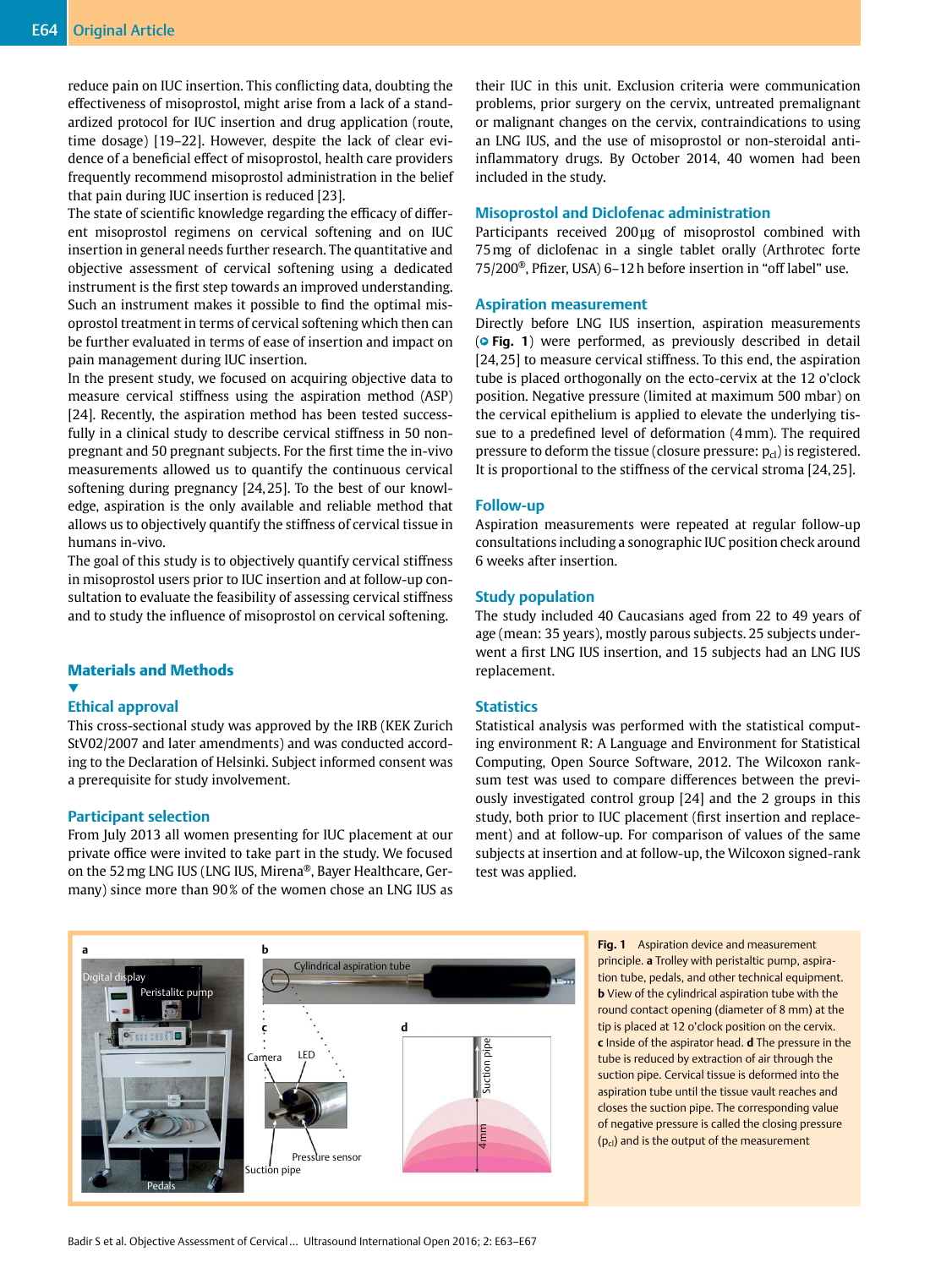reduce pain on IUC insertion. This conflicting data, doubting the effectiveness of misoprostol, might arise from a lack of a standardized protocol for IUC insertion and drug application (route, time dosage) [19–22]. However, despite the lack of clear evidence of a beneficial effect of misoprostol, health care providers frequently recommend misoprostol administration in the belief that pain during IUC insertion is reduced [23].

The state of scientific knowledge regarding the efficacy of different misoprostol regimens on cervical softening and on IUC insertion in general needs further research. The quantitative and objective assessment of cervical softening using a dedicated instrument is the first step towards an improved understanding. Such an instrument makes it possible to find the optimal misoprostol treatment in terms of cervical softening which then can be further evaluated in terms of ease of insertion and impact on pain management during IUC insertion.

In the present study, we focused on acquiring objective data to measure cervical stiffness using the aspiration method (ASP) [24]. Recently, the aspiration method has been tested successfully in a clinical study to describe cervical stiffness in 50 non-pregnant and 50 pregnant subjects. For the first time the in-vivo measurements allowed us to quantify the continuous cervical softening during pregnancy [24,25]. To the best of our knowledge, aspiration is the only available and reliable method that allows us to objectively quantify the stiffness of cervical tissue in humans in-vivo.

The goal of this study is to objectively quantify cervical stiffness in misoprostol users prior to IUC insertion and at follow-up consultation to evaluate the feasibility of assessing cervical stiffness and to study the influence of misoprostol on cervical softening.

## Materials and Methods

### Ethical approval

This cross-sectional study was approved by the IRB (KEK Zurich StV02/2007 and later amendments) and was conducted according to the Declaration of Helsinki. Subject informed consent was a prerequisite for study involvement.

### Participant selection

From July 2013 all women presenting for IUC placement at our private office were invited to take part in the study. We focused on the 52 mg LNG IUS (LNG IUS, Mirena®, Bayer Healthcare, Germany) since more than 90 % of the women chose an LNG IUS as their IUC in this unit. Exclusion criteria were communication problems, prior surgery on the cervix, untreated premalignant or malignant changes on the cervix, contraindications to using an LNG IUS, and the use of misoprostol or non-steroidal anti-inflammatory drugs. By October 2014, 40 women had been included in the study.

### Misoprostol and Diclofenac administration

Participants received 200 µg of misoprostol combined with 75 mg of diclofenac in a single tablet orally (Arthrotec forte 75/200®, Pfizer, USA) 6–12 h before insertion in "off label" use.

### Aspiration measurement

Directly before LNG IUS insertion, aspiration measurements (Fig. 1) were performed, as previously described in detail [24,25] to measure cervical stiffness. To this end, the aspiration tube is placed orthogonally on the ecto-cervix at the 12 o'clock position. Negative pressure (limited at maximum 500 mbar) on the cervical epithelium is applied to elevate the underlying tissue to a predefined level of deformation (4 mm). The required pressure to deform the tissue (closure pressure: $p_{cl}$) is registered. It is proportional to the stiffness of the cervical stroma [24,25].

### Follow-up

Aspiration measurements were repeated at regular follow-up consultations including a sonographic IUC position check around 6 weeks after insertion.

### Study population

The study included 40 Caucasians aged from 22 to 49 years of age (mean: 35 years), mostly parous subjects. 25 subjects underwent a first LNG IUS insertion, and 15 subjects had an LNG IUS replacement.

### Statistics

Statistical analysis was performed with the statistical computing environment R: A Language and Environment for Statistical Computing, Open Source Software, 2012. The Wilcoxon rank-sum test was used to compare differences between the previously investigated control group [24] and the 2 groups in this study, both prior to IUC placement (first insertion and replacement) and at follow-up. For comparison of values of the same subjects at insertion and at follow-up, the Wilcoxon signed-rank test was applied.

**Fig. 1** Aspiration device and measurement principle. **a** Trolley with peristaltic pump, aspiration tube, pedals, and other technical equipment. **b** View of the cylindrical aspiration tube with the round contact opening (diameter of 8 mm) at the tip is placed at 12 o'clock position on the cervix. **c** Inside of the aspirator head. **d** The pressure in the tube is reduced by extraction of air through the suction pipe. Cervical tissue is deformed into the aspiration tube until the tissue vault reaches and closes the suction pipe. The corresponding value of negative pressure is called the closing pressure ($p_{cl}$) and is the output of the measurement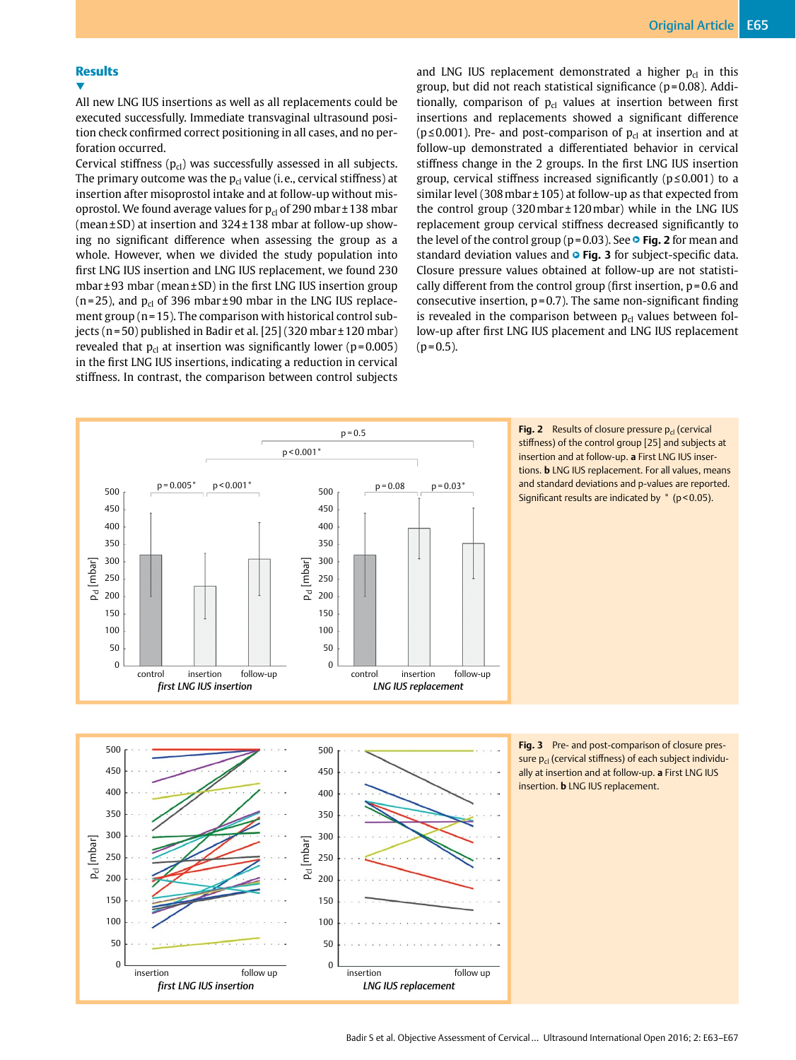## Results

All new LNG IUS insertions as well as all replacements could be executed successfully. Immediate transvaginal ultrasound position check confirmed correct positioning in all cases, and no perforation occurred.

Cervical stiffness ($p_{cl}$) was successfully assessed in all subjects. The primary outcome was the $p_{cl}$ value (i.e., cervical stiffness) at insertion after misoprostol intake and at follow-up without misoprostol. We found average values for $p_{cl}$ of 290 mbar ± 138 mbar (mean ± SD) at insertion and 324 ± 138 mbar at follow-up showing no significant difference when assessing the group as a whole. However, when we divided the study population into first LNG IUS insertion and LNG IUS replacement, we found 230 mbar ± 93 mbar (mean ± SD) in the first LNG IUS insertion group (n = 25), and $p_{cl}$ of 396 mbar ± 90 mbar in the LNG IUS replacement group (n = 15). The comparison with historical control subjects (n = 50) published in Badir et al. [25] (320 mbar ± 120 mbar) revealed that $p_{cl}$ at insertion was significantly lower (p = 0.005) in the first LNG IUS insertions, indicating a reduction in cervical stiffness. In contrast, the comparison between control subjects and LNG IUS replacement demonstrated a higher $p_{cl}$ in this group, but did not reach statistical significance (p = 0.08). Additionally, comparison of $p_{cl}$ values at insertion between first insertions and replacements showed a significant difference ($p \leq 0.001$). Pre- and post-comparison of $p_{cl}$ at insertion and at follow-up demonstrated a differentiated behavior in cervical stiffness change in the 2 groups. In the first LNG IUS insertion group, cervical stiffness increased significantly ($p \leq 0.001$) to a similar level (308 mbar ± 105) at follow-up as that expected from the control group (320 mbar ± 120 mbar) while in the LNG IUS replacement group cervical stiffness decreased significantly to the level of the control group (p = 0.03). See **Fig. 2** for mean and standard deviation values and **Fig. 3** for subject-specific data. Closure pressure values obtained at follow-up are not statistically different from the control group (first insertion, p = 0.6 and consecutive insertion, p = 0.7). The same non-significant finding is revealed in the comparison between $p_{cl}$ values between follow-up after first LNG IUS placement and LNG IUS replacement (p = 0.5).

**Fig. 2** Results of closure pressure $p_{cl}$ (cervical stiffness) of the control group [25] and subjects at insertion and at follow-up. **a** First LNG IUS insertions. **b** LNG IUS replacement. For all values, means and standard deviations and p-values are reported. Significant results are indicated by * (p < 0.05).

**Fig. 3** Pre- and post-comparison of closure pressure $p_{cl}$ (cervical stiffness) of each subject individually at insertion and at follow-up. **a** First LNG IUS insertion. **b** LNG IUS replacement.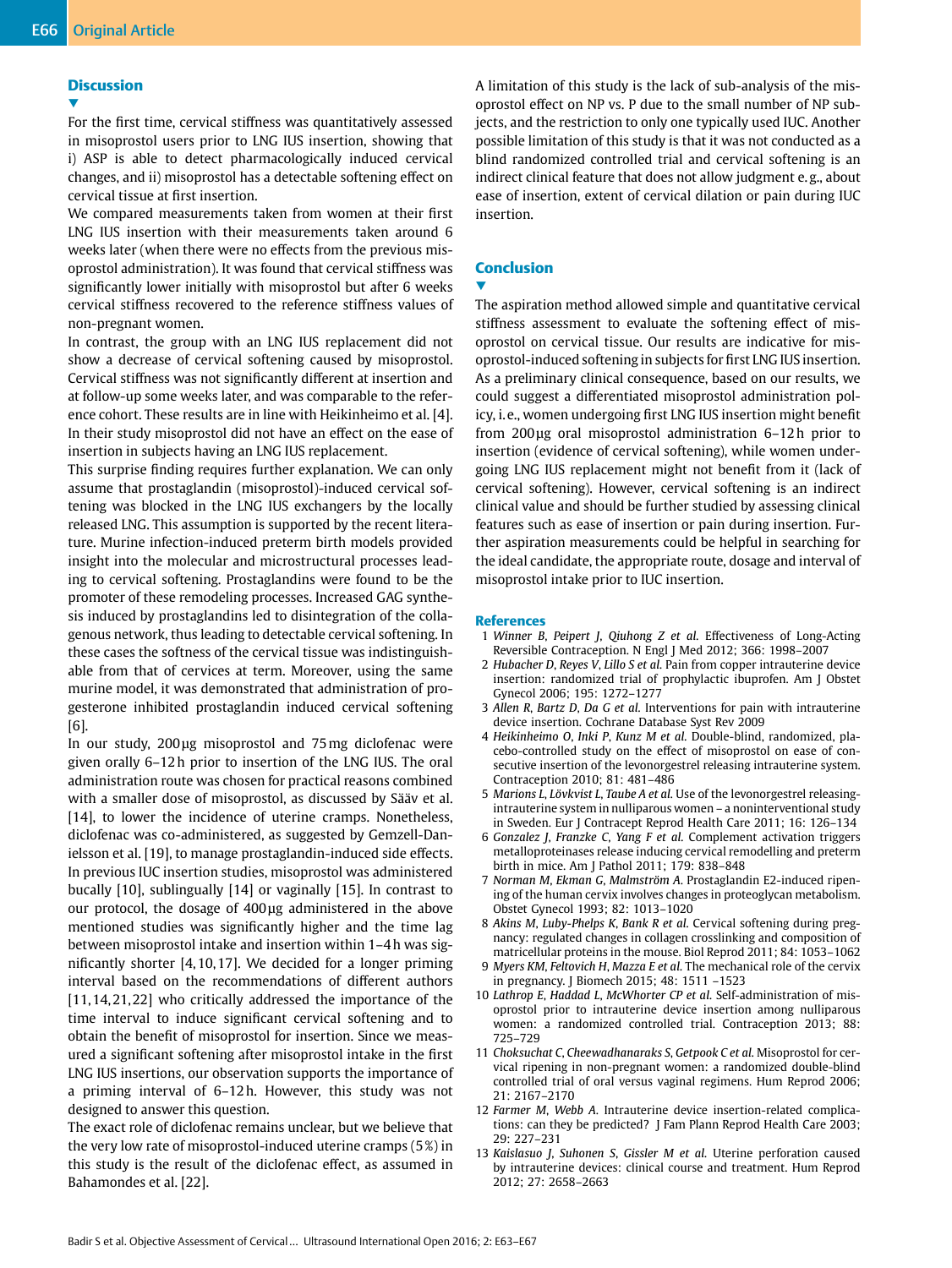## Discussion

For the first time, cervical stiffness was quantitatively assessed in misoprostol users prior to LNG IUS insertion, showing that i) ASP is able to detect pharmacologically induced cervical changes, and ii) misoprostol has a detectable softening effect on cervical tissue at first insertion.

We compared measurements taken from women at their first LNG IUS insertion with their measurements taken around 6 weeks later (when there were no effects from the previous misoprostol administration). It was found that cervical stiffness was significantly lower initially with misoprostol but after 6 weeks cervical stiffness recovered to the reference stiffness values of non-pregnant women.

In contrast, the group with an LNG IUS replacement did not show a decrease of cervical softening caused by misoprostol. Cervical stiffness was not significantly different at insertion and at follow-up some weeks later, and was comparable to the reference cohort. These results are in line with Heikinheimo et al. [4]. In their study misoprostol did not have an effect on the ease of insertion in subjects having an LNG IUS replacement.

This surprise finding requires further explanation. We can only assume that prostaglandin (misoprostol)-induced cervical softening was blocked in the LNG IUS exchangers by the locally released LNG. This assumption is supported by the recent literature. Murine infection-induced preterm birth models provided insight into the molecular and microstructural processes leading to cervical softening. Prostaglandins were found to be the promoter of these remodeling processes. Increased GAG synthesis induced by prostaglandins led to disintegration of the collagenous network, thus leading to detectable cervical softening. In these cases the softness of the cervical tissue was indistinguishable from that of cervices at term. Moreover, using the same murine model, it was demonstrated that administration of progesterone inhibited prostaglandin induced cervical softening [6].

In our study, 200 µg misoprostol and 75 mg diclofenac were given orally 6–12 h prior to insertion of the LNG IUS. The oral administration route was chosen for practical reasons combined with a smaller dose of misoprostol, as discussed by Sääv et al. [14], to lower the incidence of uterine cramps. Nonetheless, diclofenac was co-administered, as suggested by Gemzell-Danielsson et al. [19], to manage prostaglandin-induced side effects. In previous IUC insertion studies, misoprostol was administered bucally [10], sublingually [14] or vaginally [15]. In contrast to our protocol, the dosage of 400 µg administered in the above mentioned studies was significantly higher and the time lag between misoprostol intake and insertion within 1–4 h was significantly shorter [4,10,17]. We decided for a longer priming interval based on the recommendations of different authors [11,14,21,22] who critically addressed the importance of the time interval to induce significant cervical softening and to obtain the benefit of misoprostol for insertion. Since we measured a significant softening after misoprostol intake in the first LNG IUS insertions, our observation supports the importance of a priming interval of 6–12 h. However, this study was not designed to answer this question.

The exact role of diclofenac remains unclear, but we believe that the very low rate of misoprostol-induced uterine cramps (5 %) in this study is the result of the diclofenac effect, as assumed in Bahamondes et al. [22].

A limitation of this study is the lack of sub-analysis of the misoprostol effect on NP vs. P due to the small number of NP subjects, and the restriction to only one typically used IUC. Another possible limitation of this study is that it was not conducted as a blind randomized controlled trial and cervical softening is an indirect clinical feature that does not allow judgment e. g., about ease of insertion, extent of cervical dilation or pain during IUC insertion.

## Conclusion

The aspiration method allowed simple and quantitative cervical stiffness assessment to evaluate the softening effect of misoprostol on cervical tissue. Our results are indicative for misoprostol-induced softening in subjects for first LNG IUS insertion. As a preliminary clinical consequence, based on our results, we could suggest a differentiated misoprostol administration policy, i. e., women undergoing first LNG IUS insertion might benefit from 200 µg oral misoprostol administration 6–12 h prior to insertion (evidence of cervical softening), while women undergoing LNG IUS replacement might not benefit from it (lack of cervical softening). However, cervical softening is an indirect clinical value and should be further studied by assessing clinical features such as ease of insertion or pain during insertion. Further aspiration measurements could be helpful in searching for the ideal candidate, the appropriate route, dosage and interval of misoprostol intake prior to IUC insertion.

### References

1. *Winner B, Peipert J, Qiuhong Z et al.* Effectiveness of Long-Acting Reversible Contraception. N Engl J Med 2012; 366: 1998–2007
2. *Hubacher D, Reyes V, Lillo S et al.* Pain from copper intrauterine device insertion: randomized trial of prophylactic ibuprofen. Am J Obstet Gynecol 2006; 195: 1272–1277
3. *Allen R, Bartz D, Da G et al.* Interventions for pain with intrauterine device insertion. Cochrane Database Syst Rev 2009
4. *Heikinheimo O, Inki P, Kunz M et al.* Double-blind, randomized, placebo-controlled study on the effect of misoprostol on ease of consecutive insertion of the levonorgestrel releasing intrauterine system. Contraception 2010; 81: 481–486
5. *Marions L, Lövkvist L, Taube A et al.* Use of the levonorgestrel releasing-intrauterine system in nulliparous women – a noninterventional study in Sweden. Eur J Contracept Reprod Health Care 2011; 16: 126–134
6. *Gonzalez J, Franzke C, Yang F et al.* Complement activation triggers metalloproteinases release inducing cervical remodelling and preterm birth in mice. Am J Pathol 2011; 179: 838–848
7. *Norman M, Ekman G, Malmström A.* Prostaglandin E2-induced ripening of the human cervix involves changes in proteoglycan metabolism. Obstet Gynecol 1993; 82: 1013–1020
8. *Akins M, Luby-Phelps K, Bank R et al.* Cervical softening during pregnancy: regulated changes in collagen crosslinking and composition of matricellular proteins in the mouse. Biol Reprod 2011; 84: 1053–1062
9. *Myers KM, Feltovich H, Mazza E et al.* The mechanical role of the cervix in pregnancy. J Biomech 2015; 48: 1511 –1523
10. *Lathrop E, Haddad L, McWhorter CP et al.* Self-administration of misoprostol prior to intrauterine device insertion among nulliparous women: a randomized controlled trial. Contraception 2013; 88: 725–729
11. *Choksuchat C, Cheewadhanaraks S, Getpook C et al.* Misoprostol for cervical ripening in non-pregnant women: a randomized double-blind controlled trial of oral versus vaginal regimens. Hum Reprod 2006; 21: 2167–2170
12. *Farmer M, Webb A.* Intrauterine device insertion-related complications: can they be predicted? J Fam Plann Reprod Health Care 2003; 29: 227–231
13. *Kaislasuo J, Suhonen S, Gissler M et al.* Uterine perforation caused by intrauterine devices: clinical course and treatment. Hum Reprod 2012; 27: 2658–2663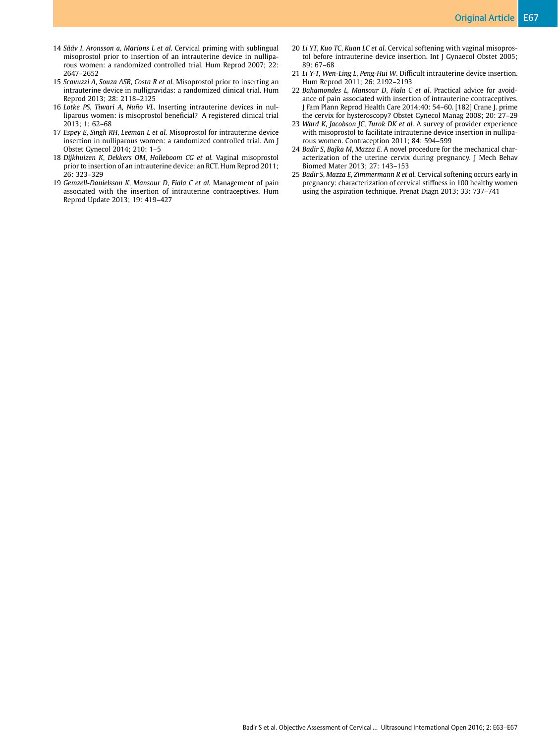14 *Sääv I, Aronsson a, Marions L et al.* Cervical priming with sublingual misoprostol prior to insertion of an intrauterine device in nulliparous women: a randomized controlled trial. Hum Reprod 2007; 22: 2647–2652

15 *Scavuzzi A, Souza ASR, Costa R et al.* Misoprostol prior to inserting an intrauterine device in nulligravidas: a randomized clinical trial. Hum Reprod 2013; 28: 2118–2125

16 *Lotke PS, Tiwari A, Nuño VL.* Inserting intrauterine devices in nulliparous women: is misoprostol beneficial? A registered clinical trial 2013; 1: 62–68

17 *Espey E, Singh RH, Leeman L et al.* Misoprostol for intrauterine device insertion in nulliparous women: a randomized controlled trial. Am J Obstet Gynecol 2014; 210: 1–5

18 *Dijkhuizen K, Dekkers OM, Holleboom CG et al.* Vaginal misoprostol prior to insertion of an intrauterine device: an RCT. Hum Reprod 2011; 26: 323–329

19 *Gemzell-Danielsson K, Mansour D, Fiala C et al.* Management of pain associated with the insertion of intrauterine contraceptives. Hum Reprod Update 2013; 19: 419–427

20 *Li YT, Kuo TC, Kuan LC et al.* Cervical softening with vaginal misoprostol before intrauterine device insertion. Int J Gynaecol Obstet 2005; 89: 67–68

21 *Li Y-T, Wen-Ling L, Peng-Hui W.* Difficult intrauterine device insertion. Hum Reprod 2011; 26: 2192–2193

22 *Bahamondes L, Mansour D, Fiala C et al.* Practical advice for avoidance of pain associated with insertion of intrauterine contraceptives. J Fam Plann Reprod Health Care 2014;40: 54–60. [182] Crane J. prime the cervix for hysteroscopy? Obstet Gynecol Manag 2008; 20: 27–29

23 *Ward K, Jacobson JC, Turok DK et al.* A survey of provider experience with misoprostol to facilitate intrauterine device insertion in nulliparous women. Contraception 2011; 84: 594–599

24 *Badir S, Bajka M, Mazza E.* A novel procedure for the mechanical characterization of the uterine cervix during pregnancy. J Mech Behav Biomed Mater 2013; 27: 143–153

25 *Badir S, Mazza E, Zimmermann R et al.* Cervical softening occurs early in pregnancy: characterization of cervical stiffness in 100 healthy women using the aspiration technique. Prenat Diagn 2013; 33: 737–741